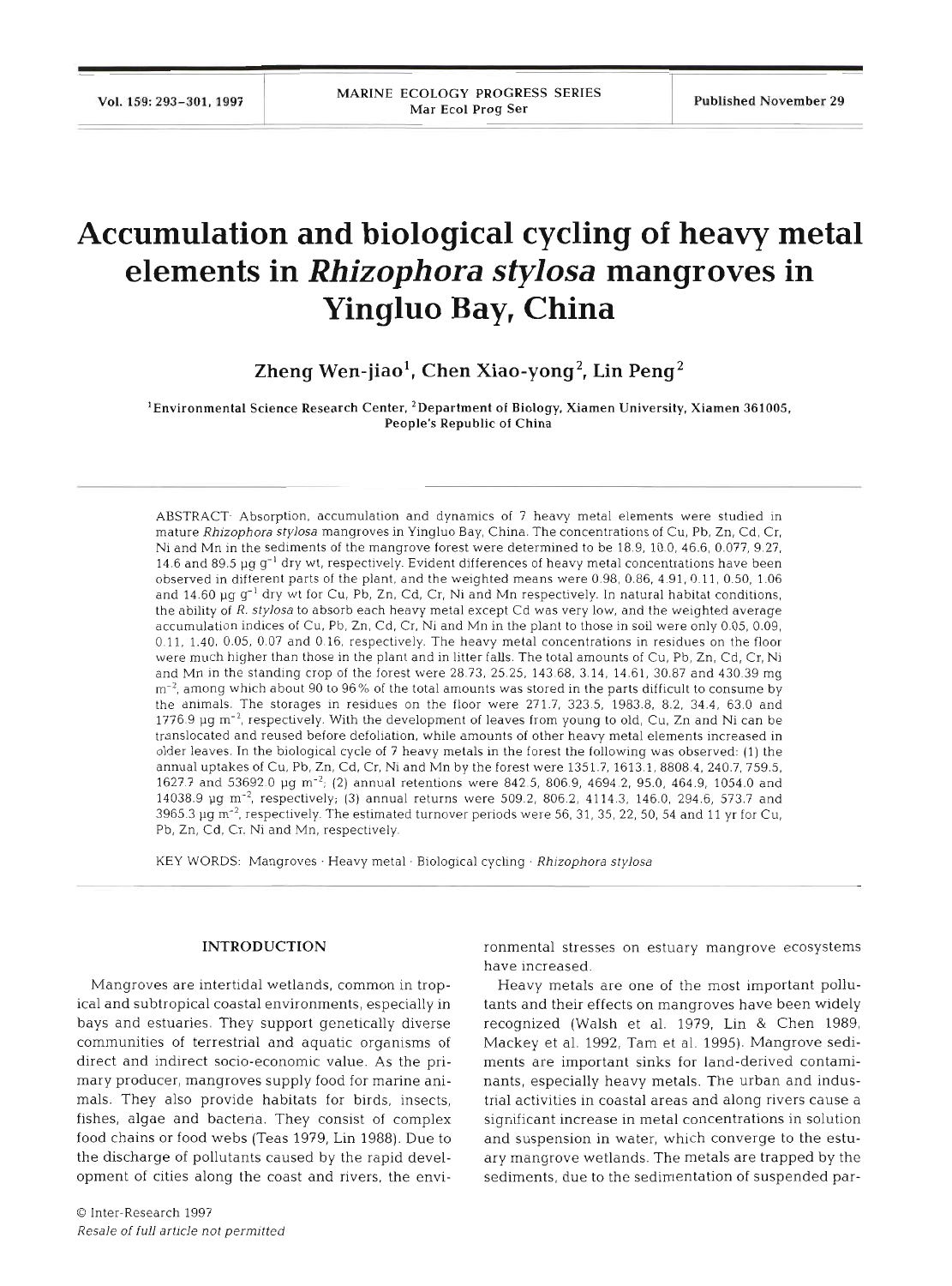# Accumulation and biological cycling of heavy metal elements in *Rhizophora stylosa* mangroves in Yingluo Bay, China

**Zheng Wen-jiao[1], Chen Xiao-yong[2], Lin Peng[2]**

[1]Environmental Science Research Center, [2]Department of Biology, Xiamen University, Xiamen 361005, People's Republic of China

ABSTRACT: Absorption, accumulation and dynamics of 7 heavy metal elements were studied in mature *Rhizophora stylosa* mangroves in Yingluo Bay, China. The concentrations of Cu, Pb, Zn, Cd, Cr, Ni and Mn in the sediments of the mangrove forest were determined to be 18.9, 10.0, 46.6, 0.077, 9.27, 14.6 and 89.5 $\mu g\ g^{-1}$ dry wt, respectively. Evident differences of heavy metal concentrations have been observed in different parts of the plant, and the weighted means were 0.98, 0.86, 4.91, 0.11, 0.50, 1.06 and 14.60 $\mu g\ g^{-1}$ dry wt for Cu, Pb, Zn, Cd, Cr, Ni and Mn respectively. In natural habitat conditions, the ability of *R. stylosa* to absorb each heavy metal except Cd was very low, and the weighted average accumulation indices of Cu, Pb, Zn, Cd, Cr, Ni and Mn in the plant to those in soil were only 0.05, 0.09, 0.11, 1.40, 0.05, 0.07 and 0.16, respectively. The heavy metal concentrations in residues on the floor were much higher than those in the plant and in litter falls. The total amounts of Cu, Pb, Zn, Cd, Cr, Ni and Mn in the standing crop of the forest were 28.73, 25.25, 143.68, 3.14, 14.61, 30.87 and 430.39 mg $m^{-2}$, among which about 90 to 96% of the total amounts was stored in the parts difficult to consume by the animals. The storages in residues on the floor were 271.7, 323.5, 1983.8, 8.2, 34.4, 63.0 and 1776.9 $\mu g\ m^{-2}$, respectively. With the development of leaves from young to old, Cu, Zn and Ni can be translocated and reused before defoliation, while amounts of other heavy metal elements increased in older leaves. In the biological cycle of 7 heavy metals in the forest the following was observed: (1) the annual uptakes of Cu, Pb, Zn, Cd, Cr, Ni and Mn by the forest were 1351.7, 1613.1, 8808.4, 240.7, 759.5, 1627.7 and 53692.0 $\mu g\ m^{-2}$; (2) annual retentions were 842.5, 806.9, 4694.2, 95.0, 464.9, 1054.0 and 14038.9 $\mu g\ m^{-2}$, respectively; (3) annual returns were 509.2, 806.2, 4114.3, 146.0, 294.6, 573.7 and 3965.3 $\mu g\ m^{-2}$, respectively. The estimated turnover periods were 56, 31, 35, 22, 50, 54 and 11 yr for Cu, Pb, Zn, Cd, Cr, Ni and Mn, respectively.

KEY WORDS: Mangroves · Heavy metal · Biological cycling · *Rhizophora stylosa*

## INTRODUCTION

Mangroves are intertidal wetlands, common in tropical and subtropical coastal environments, especially in bays and estuaries. They support genetically diverse communities of terrestrial and aquatic organisms of direct and indirect socio-economic value. As the primary producer, mangroves supply food for marine animals. They also provide habitats for birds, insects, fishes, algae and bacteria. They consist of complex food chains or food webs (Teas 1979, Lin 1988). Due to the discharge of pollutants caused by the rapid development of cities along the coast and rivers, the environmental stresses on estuary mangrove ecosystems have increased.

Heavy metals are one of the most important pollutants and their effects on mangroves have been widely recognized (Walsh et al. 1979, Lin & Chen 1989, Mackey et al. 1992, Tam et al. 1995). Mangrove sediments are important sinks for land-derived contaminants, especially heavy metals. The urban and industrial activities in coastal areas and along rivers cause a significant increase in metal concentrations in solution and suspension in water, which converge to the estuary mangrove wetlands. The metals are trapped by the sediments, due to the sedimentation of suspended par-

© Inter-Research 1997
*Resale of full article not permitted*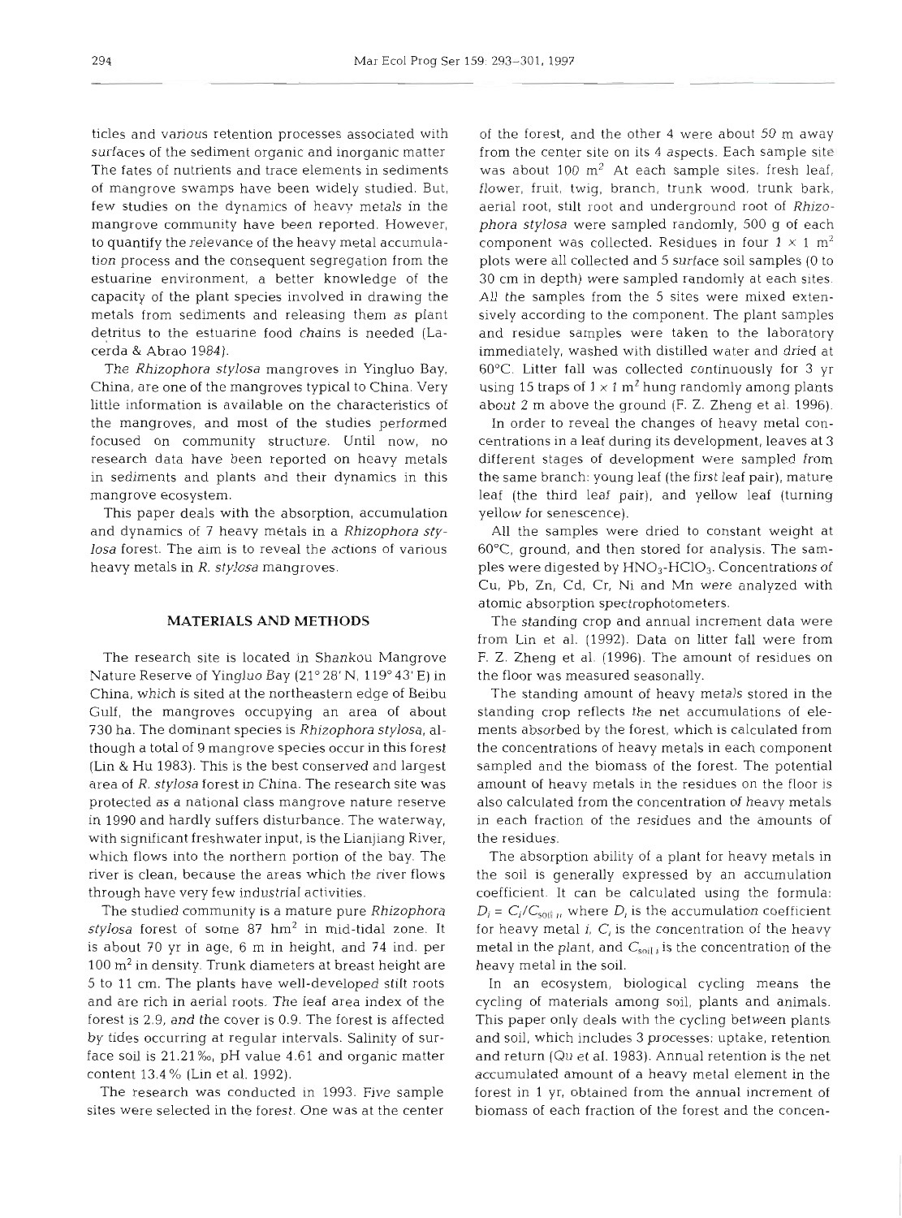ticles and various retention processes associated with surfaces of the sediment organic and inorganic matter. The fates of nutrients and trace elements in sediments of mangrove swamps have been widely studied. But, few studies on the dynamics of heavy metals in the mangrove community have been reported. However, to quantify the relevance of the heavy metal accumulation process and the consequent segregation from the estuarine environment, a better knowledge of the capacity of the plant species involved in drawing the metals from sediments and releasing them as plant detritus to the estuarine food chains is needed (Lacerda & Abrao 1984).

The *Rhizophora stylosa* mangroves in Yingluo Bay, China, are one of the mangroves typical to China. Very little information is available on the characteristics of the mangroves, and most of the studies performed focused on community structure. Until now, no research data have been reported on heavy metals in sediments and plants and their dynamics in this mangrove ecosystem.

This paper deals with the absorption, accumulation and dynamics of 7 heavy metals in a *Rhizophora stylosa* forest. The aim is to reveal the actions of various heavy metals in *R. stylosa* mangroves.

## MATERIALS AND METHODS

The research site is located in Shankou Mangrove Nature Reserve of Yingluo Bay (21° 28' N, 119° 43' E) in China, which is sited at the northeastern edge of Beibu Gulf, the mangroves occupying an area of about 730 ha. The dominant species is *Rhizophora stylosa*, although a total of 9 mangrove species occur in this forest (Lin & Hu 1983). This is the best conserved and largest area of *R. stylosa* forest in China. The research site was protected as a national class mangrove nature reserve in 1990 and hardly suffers disturbance. The waterway, with significant freshwater input, is the Lianjiang River, which flows into the northern portion of the bay. The river is clean, because the areas which the river flows through have very few industrial activities.

The studied community is a mature pure *Rhizophora stylosa* forest of some 87 hm$^2$ in mid-tidal zone. It is about 70 yr in age, 6 m in height, and 74 ind. per 100 m$^2$ in density. Trunk diameters at breast height are 5 to 11 cm. The plants have well-developed stilt roots and are rich in aerial roots. The leaf area index of the forest is 2.9, and the cover is 0.9. The forest is affected by tides occurring at regular intervals. Salinity of surface soil is 21.21‰, pH value 4.61 and organic matter content 13.4% (Lin et al. 1992).

The research was conducted in 1993. Five sample sites were selected in the forest. One was at the center of the forest, and the other 4 were about 50 m away from the center site on its 4 aspects. Each sample site was about 100 m$^2$. At each sample sites, fresh leaf, flower, fruit, twig, branch, trunk wood, trunk bark, aerial root, stilt root and underground root of *Rhizophora stylosa* were sampled randomly, 500 g of each component was collected. Residues in four 1 × 1 m$^2$ plots were all collected and 5 surface soil samples (0 to 30 cm in depth) were sampled randomly at each sites. All the samples from the 5 sites were mixed extensively according to the component. The plant samples and residue samples were taken to the laboratory immediately, washed with distilled water and dried at 60°C. Litter fall was collected continuously for 3 yr using 15 traps of 1 × 1 m$^2$ hung randomly among plants about 2 m above the ground (F. Z. Zheng et al. 1996).

In order to reveal the changes of heavy metal concentrations in a leaf during its development, leaves at 3 different stages of development were sampled from the same branch: young leaf (the first leaf pair), mature leaf (the third leaf pair), and yellow leaf (turning yellow for senescence).

All the samples were dried to constant weight at 60°C, ground, and then stored for analysis. The samples were digested by $HNO_3$-$HClO_3$. Concentrations of Cu, Pb, Zn, Cd, Cr, Ni and Mn were analyzed with atomic absorption spectrophotometers.

The standing crop and annual increment data were from Lin et al. (1992). Data on litter fall were from F. Z. Zheng et al. (1996). The amount of residues on the floor was measured seasonally.

The standing amount of heavy metals stored in the standing crop reflects the net accumulations of elements absorbed by the forest, which is calculated from the concentrations of heavy metals in each component sampled and the biomass of the forest. The potential amount of heavy metals in the residues on the floor is also calculated from the concentration of heavy metals in each fraction of the residues and the amounts of the residues.

The absorption ability of a plant for heavy metals in the soil is generally expressed by an accumulation coefficient. It can be calculated using the formula: $D_i = C_i/C_{soil\ i}$, where $D_i$ is the accumulation coefficient for heavy metal $i$, $C_i$ is the concentration of the heavy metal in the plant, and $C_{soil\ i}$ is the concentration of the heavy metal in the soil.

In an ecosystem, biological cycling means the cycling of materials among soil, plants and animals. This paper only deals with the cycling between plants and soil, which includes 3 processes: uptake, retention and return (Qu et al. 1983). Annual retention is the net accumulated amount of a heavy metal element in the forest in 1 yr, obtained from the annual increment of biomass of each fraction of the forest and the concen-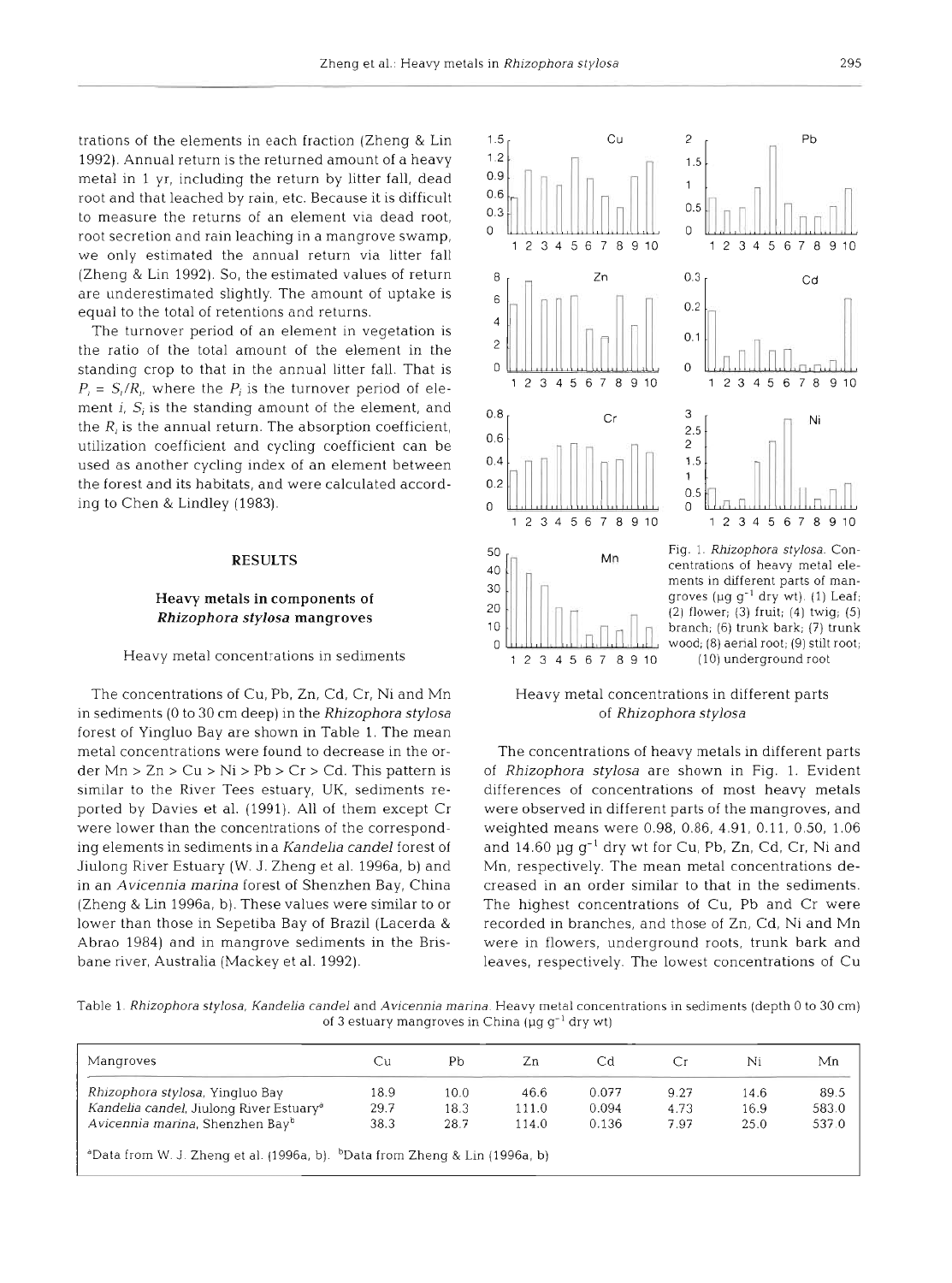trations of the elements in each fraction (Zheng & Lin 1992). Annual return is the returned amount of a heavy metal in 1 yr, including the return by litter fall, dead root and that leached by rain, etc. Because it is difficult to measure the returns of an element via dead root, root secretion and rain leaching in a mangrove swamp, we only estimated the annual return via litter fall (Zheng & Lin 1992). So, the estimated values of return are underestimated slightly. The amount of uptake is equal to the total of retentions and returns.

The turnover period of an element in vegetation is the ratio of the total amount of the element in the standing crop to that in the annual litter fall. That is $P_i = S_i/R_i$, where the $P_i$ is the turnover period of element $i$, $S_i$ is the standing amount of the element, and the $R_i$ is the annual return. The absorption coefficient, utilization coefficient and cycling coefficient can be used as another cycling index of an element between the forest and its habitats, and were calculated according to Chen & Lindley (1983).

## RESULTS

### Heavy metals in components of *Rhizophora stylosa* mangroves

#### Heavy metal concentrations in sediments

The concentrations of Cu, Pb, Zn, Cd, Cr, Ni and Mn in sediments (0 to 30 cm deep) in the *Rhizophora stylosa* forest of Yingluo Bay are shown in Table 1. The mean metal concentrations were found to decrease in the order Mn > Zn > Cu > Ni > Pb > Cr > Cd. This pattern is similar to the River Tees estuary, UK, sediments reported by Davies et al. (1991). All of them except Cr were lower than the concentrations of the corresponding elements in sediments in a *Kandelia candel* forest of Jiulong River Estuary (W. J. Zheng et al. 1996a, b) and in an *Avicennia marina* forest of Shenzhen Bay, China (Zheng & Lin 1996a, b). These values were similar to or lower than those in Sepetiba Bay of Brazil (Lacerda & Abrao 1984) and in mangrove sediments in the Brisbane river, Australia (Mackey et al. 1992).

Fig. 1. *Rhizophora stylosa*. Concentrations of heavy metal elements in different parts of mangroves (µg g$^{-1}$ dry wt). (1) Leaf; (2) flower; (3) fruit; (4) twig; (5) branch; (6) trunk bark; (7) trunk wood; (8) aerial root; (9) stilt root; (10) underground root

#### Heavy metal concentrations in different parts of *Rhizophora stylosa*

The concentrations of heavy metals in different parts of *Rhizophora stylosa* are shown in Fig. 1. Evident differences of concentrations of most heavy metals were observed in different parts of the mangroves, and weighted means were 0.98, 0.86, 4.91, 0.11, 0.50, 1.06 and 14.60 µg g$^{-1}$ dry wt for Cu, Pb, Zn, Cd, Cr, Ni and Mn, respectively. The mean metal concentrations decreased in an order similar to that in the sediments. The highest concentrations of Cu, Pb and Cr were recorded in branches, and those of Zn, Cd, Ni and Mn were in flowers, underground roots, trunk bark and leaves, respectively. The lowest concentrations of Cu

Table 1. *Rhizophora stylosa*, *Kandelia candel* and *Avicennia marina*. Heavy metal concentrations in sediments (depth 0 to 30 cm) of 3 estuary mangroves in China (µg g$^{-1}$ dry wt)

| Mangroves | Cu | Pb | Zn | Cd | Cr | Ni | Mn |
|---|---|---|---|---|---|---|---|
| *Rhizophora stylosa*, Yingluo Bay | 18.9 | 10.0 | 46.6 | 0.077 | 9.27 | 14.6 | 89.5 |
| *Kandelia candel*, Jiulong River Estuary[a] | 29.7 | 18.3 | 111.0 | 0.094 | 4.73 | 16.9 | 583.0 |
| *Avicennia marina*, Shenzhen Bay[b] | 38.3 | 28.7 | 114.0 | 0.136 | 7.97 | 25.0 | 537.0 |

[a]Data from W. J. Zheng et al. (1996a, b). [b]Data from Zheng & Lin (1996a, b)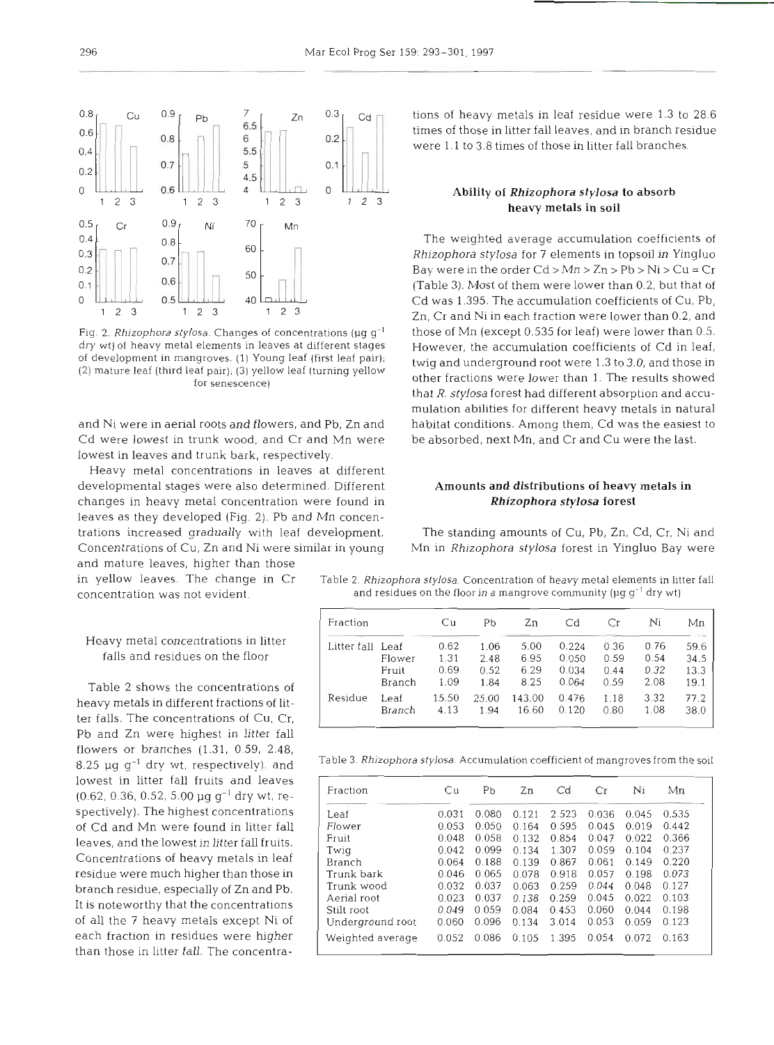Fig. 2. *Rhizophora stylosa*. Changes of concentrations (µg $g^{-1}$ dry wt) of heavy metal elements in leaves at different stages of development in mangroves. (1) Young leaf (first leaf pair); (2) mature leaf (third leaf pair); (3) yellow leaf (turning yellow for senescence)

and Ni were in aerial roots and flowers, and Pb, Zn and Cd were lowest in trunk wood, and Cr and Mn were lowest in leaves and trunk bark, respectively.

Heavy metal concentrations in leaves at different developmental stages were also determined. Different changes in heavy metal concentration were found in leaves as they developed (Fig. 2). Pb and Mn concentrations increased gradually with leaf development. Concentrations of Cu, Zn and Ni were similar in young and mature leaves, higher than those in yellow leaves. The change in Cr concentration was not evident.

### Heavy metal concentrations in litter falls and residues on the floor

Table 2 shows the concentrations of heavy metals in different fractions of litter falls. The concentrations of Cu, Cr, Pb and Zn were highest in litter fall flowers or branches (1.31, 0.59, 2.48, 8.25 µg $g^{-1}$ dry wt, respectively), and lowest in litter fall fruits and leaves (0.62, 0.36, 0.52, 5.00 µg $g^{-1}$ dry wt, respectively). The highest concentrations of Cd and Mn were found in litter fall leaves, and the lowest in litter fall fruits. Concentrations of heavy metals in leaf residue were much higher than those in branch residue, especially of Zn and Pb. It is noteworthy that the concentrations of all the 7 heavy metals except Ni of each fraction in residues were higher than those in litter fall. The concentrations of heavy metals in leaf residue were 1.3 to 28.6 times of those in litter fall leaves, and in branch residue were 1.1 to 3.8 times of those in litter fall branches.

### Ability of *Rhizophora stylosa* to absorb heavy metals in soil

The weighted average accumulation coefficients of *Rhizophora stylosa* for 7 elements in topsoil in Yingluo Bay were in the order Cd > Mn > Zn > Pb > Ni > Cu = Cr (Table 3). Most of them were lower than 0.2, but that of Cd was 1.395. The accumulation coefficients of Cu, Pb, Zn, Cr and Ni in each fraction were lower than 0.2, and those of Mn (except 0.535 for leaf) were lower than 0.5. However, the accumulation coefficients of Cd in leaf, twig and underground root were 1.3 to 3.0, and those in other fractions were lower than 1. The results showed that *R. stylosa* forest had different absorption and accumulation abilities for different heavy metals in natural habitat conditions. Among them, Cd was the easiest to be absorbed, next Mn, and Cr and Cu were the last.

### Amounts and distributions of heavy metals in *Rhizophora stylosa* forest

The standing amounts of Cu, Pb, Zn, Cd, Cr, Ni and Mn in *Rhizophora stylosa* forest in Yingluo Bay were

Table 2. *Rhizophora stylosa*. Concentration of heavy metal elements in litter fall and residues on the floor in a mangrove community (µg $g^{-1}$ dry wt)

| Fraction | | Cu | Pb | Zn | Cd | Cr | Ni | Mn |
|---|---|---|---|---|---|---|---|---|
| Litter fall | Leaf | 0.62 | 1.06 | 5.00 | 0.224 | 0.36 | 0.76 | 59.6 |
| | Flower | 1.31 | 2.48 | 6.95 | 0.050 | 0.59 | 0.54 | 34.5 |
| | Fruit | 0.69 | 0.52 | 6.29 | 0.034 | 0.44 | 0.32 | 13.3 |
| | Branch | 1.09 | 1.84 | 8.25 | 0.064 | 0.59 | 2.08 | 19.1 |
| Residue | Leaf | 15.50 | 25.00 | 143.00 | 0.476 | 1.18 | 3.32 | 77.2 |
| | Branch | 4.13 | 1.94 | 16.60 | 0.120 | 0.80 | 1.08 | 38.0 |

Table 3. *Rhizophora stylosa*. Accumulation coefficient of mangroves from the soil

| Fraction | Cu | Pb | Zn | Cd | Cr | Ni | Mn |
|---|---|---|---|---|---|---|---|
| Leaf | 0.031 | 0.080 | 0.121 | 2.523 | 0.036 | 0.045 | 0.535 |
| Flower | 0.053 | 0.050 | 0.164 | 0.595 | 0.045 | 0.019 | 0.442 |
| Fruit | 0.048 | 0.058 | 0.132 | 0.854 | 0.047 | 0.022 | 0.366 |
| Twig | 0.042 | 0.099 | 0.134 | 1.307 | 0.059 | 0.104 | 0.237 |
| Branch | 0.064 | 0.188 | 0.139 | 0.867 | 0.061 | 0.149 | 0.220 |
| Trunk bark | 0.046 | 0.065 | 0.078 | 0.918 | 0.057 | 0.198 | 0.073 |
| Trunk wood | 0.032 | 0.037 | 0.063 | 0.259 | 0.044 | 0.048 | 0.127 |
| Aerial root | 0.023 | 0.037 | 0.138 | 0.259 | 0.045 | 0.022 | 0.103 |
| Stilt root | 0.049 | 0.059 | 0.084 | 0.453 | 0.060 | 0.044 | 0.198 |
| Underground root | 0.060 | 0.096 | 0.134 | 3.014 | 0.053 | 0.059 | 0.123 |
| Weighted average | 0.052 | 0.086 | 0.105 | 1.395 | 0.054 | 0.072 | 0.163 |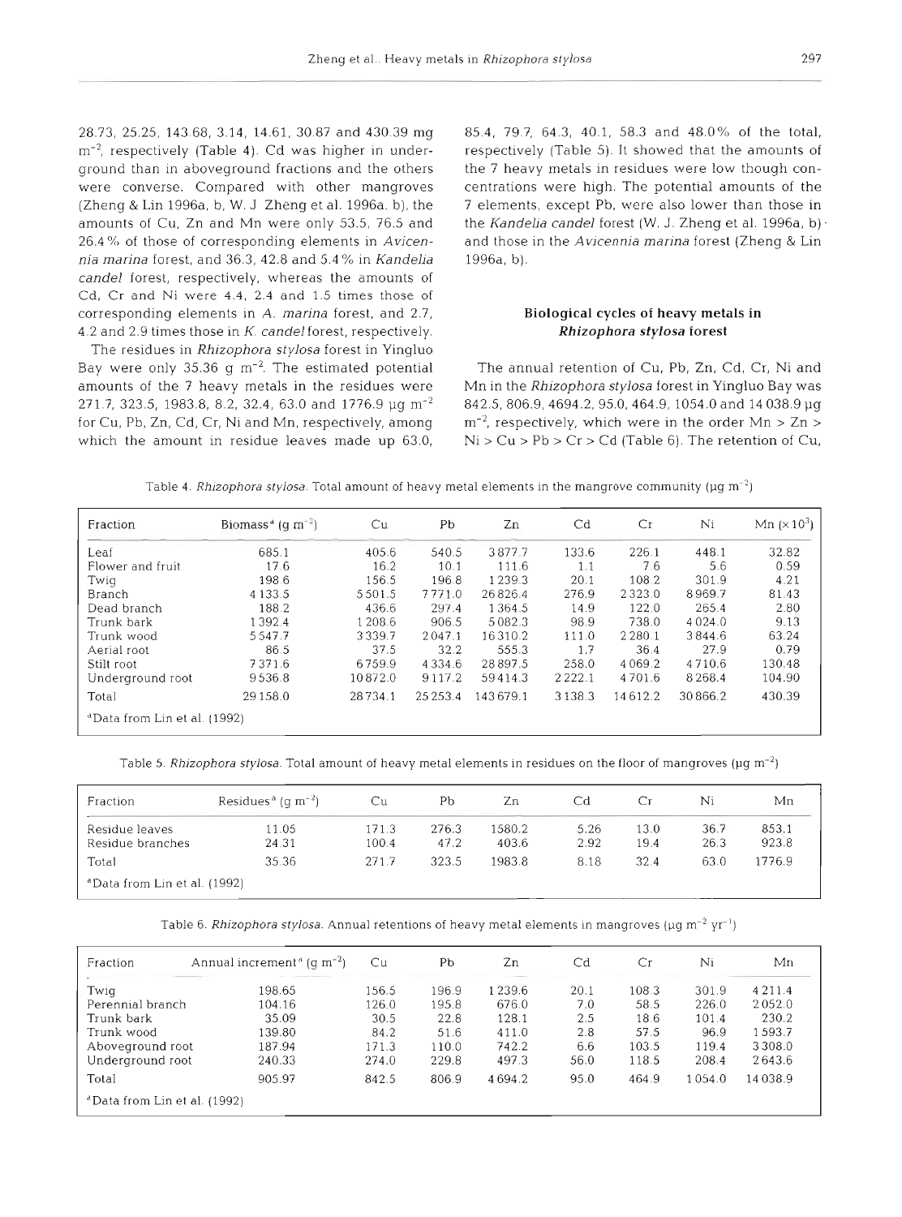28.73, 25.25, 143.68, 3.14, 14.61, 30.87 and 430.39 mg $m^{-2}$, respectively (Table 4). Cd was higher in underground than in aboveground fractions and the others were converse. Compared with other mangroves (Zheng & Lin 1996a, b, W. J Zheng et al. 1996a, b), the amounts of Cu, Zn and Mn were only 53.5, 76.5 and 26.4% of those of corresponding elements in *Avicennia marina* forest, and 36.3, 42.8 and 5.4% in *Kandelia candel* forest, respectively, whereas the amounts of Cd, Cr and Ni were 4.4, 2.4 and 1.5 times those of corresponding elements in *A. marina* forest, and 2.7, 4.2 and 2.9 times those in *K. candel* forest, respectively.

The residues in *Rhizophora stylosa* forest in Yingluo Bay were only 35.36 g $m^{-2}$. The estimated potential amounts of the 7 heavy metals in the residues were 271.7, 323.5, 1983.8, 8.2, 32.4, 63.0 and 1776.9 µg $m^{-2}$ for Cu, Pb, Zn, Cd, Cr, Ni and Mn, respectively, among which the amount in residue leaves made up 63.0, 85.4, 79.7, 64.3, 40.1, 58.3 and 48.0% of the total, respectively (Table 5). It showed that the amounts of the 7 heavy metals in residues were low though concentrations were high. The potential amounts of the 7 elements, except Pb, were also lower than those in the *Kandelia candel* forest (W. J. Zheng et al. 1996a, b) and those in the *Avicennia marina* forest (Zheng & Lin 1996a, b).

## Biological cycles of heavy metals in *Rhizophora stylosa* forest

The annual retention of Cu, Pb, Zn, Cd, Cr, Ni and Mn in the *Rhizophora stylosa* forest in Yingluo Bay was 842.5, 806.9, 4694.2, 95.0, 464.9, 1054.0 and 14 038.9 µg $m^{-2}$, respectively, which were in the order Mn > Zn > Ni > Cu > Pb > Cr > Cd (Table 6). The retention of Cu,

Table 4. *Rhizophora stylosa*. Total amount of heavy metal elements in the mangrove community (µg $m^{-2}$)

| Fraction | Biomass[a] (g $m^{-2}$) | Cu | Pb | Zn | Cd | Cr | Ni | Mn ($\times 10^3$) |
|---|---|---|---|---|---|---|---|---|
| Leaf | 685.1 | 405.6 | 540.5 | 3877.7 | 133.6 | 226.1 | 448.1 | 32.82 |
| Flower and fruit | 17.6 | 16.2 | 10.1 | 111.6 | 1.1 | 7.6 | 5.6 | 0.59 |
| Twig | 198.6 | 156.5 | 196.8 | 1239.3 | 20.1 | 108.2 | 301.9 | 4.21 |
| Branch | 4133.5 | 5501.5 | 7771.0 | 26826.4 | 276.9 | 2323.0 | 8969.7 | 81.43 |
| Dead branch | 188.2 | 436.6 | 297.4 | 1364.5 | 14.9 | 122.0 | 265.4 | 2.80 |
| Trunk bark | 1392.4 | 1208.6 | 906.5 | 5082.3 | 98.9 | 738.0 | 4024.0 | 9.13 |
| Trunk wood | 5547.7 | 3339.7 | 2047.1 | 16310.2 | 111.0 | 2280.1 | 3844.6 | 63.24 |
| Aerial root | 86.5 | 37.5 | 32.2 | 555.3 | 1.7 | 36.4 | 27.9 | 0.79 |
| Stilt root | 7371.6 | 6759.9 | 4334.6 | 28897.5 | 258.0 | 4069.2 | 4710.6 | 130.48 |
| Underground root | 9536.8 | 10872.0 | 9117.2 | 59414.3 | 2222.1 | 4701.6 | 8268.4 | 104.90 |
| Total | 29158.0 | 28734.1 | 25253.4 | 143679.1 | 3138.3 | 14612.2 | 30866.2 | 430.39 |

[a]Data from Lin et al. (1992)

Table 5. *Rhizophora stylosa*. Total amount of heavy metal elements in residues on the floor of mangroves (µg $m^{-2}$)

| Fraction | Residues[a] (g $m^{-2}$) | Cu | Pb | Zn | Cd | Cr | Ni | Mn |
|---|---|---|---|---|---|---|---|---|
| Residue leaves | 11.05 | 171.3 | 276.3 | 1580.2 | 5.26 | 13.0 | 36.7 | 853.1 |
| Residue branches | 24.31 | 100.4 | 47.2 | 403.6 | 2.92 | 19.4 | 26.3 | 923.8 |
| Total | 35.36 | 271.7 | 323.5 | 1983.8 | 8.18 | 32.4 | 63.0 | 1776.9 |

[a]Data from Lin et al. (1992)

Table 6. *Rhizophora stylosa*. Annual retentions of heavy metal elements in mangroves (µg $m^{-2}$ $yr^{-1}$)

| Fraction | Annual increment[a] (g $m^{-2}$) | Cu | Pb | Zn | Cd | Cr | Ni | Mn |
|---|---|---|---|---|---|---|---|---|
| Twig | 198.65 | 156.5 | 196.9 | 1239.6 | 20.1 | 108.3 | 301.9 | 4211.4 |
| Perennial branch | 104.16 | 126.0 | 195.8 | 676.0 | 7.0 | 58.5 | 226.0 | 2052.0 |
| Trunk bark | 35.09 | 30.5 | 22.8 | 128.1 | 2.5 | 18.6 | 101.4 | 230.2 |
| Trunk wood | 139.80 | 84.2 | 51.6 | 411.0 | 2.8 | 57.5 | 96.9 | 1593.7 |
| Aboveground root | 187.94 | 171.3 | 110.0 | 742.2 | 6.6 | 103.5 | 119.4 | 3308.0 |
| Underground root | 240.33 | 274.0 | 229.8 | 497.3 | 56.0 | 118.5 | 208.4 | 2643.6 |
| Total | 905.97 | 842.5 | 806.9 | 4694.2 | 95.0 | 464.9 | 1054.0 | 14038.9 |

[a]Data from Lin et al. (1992)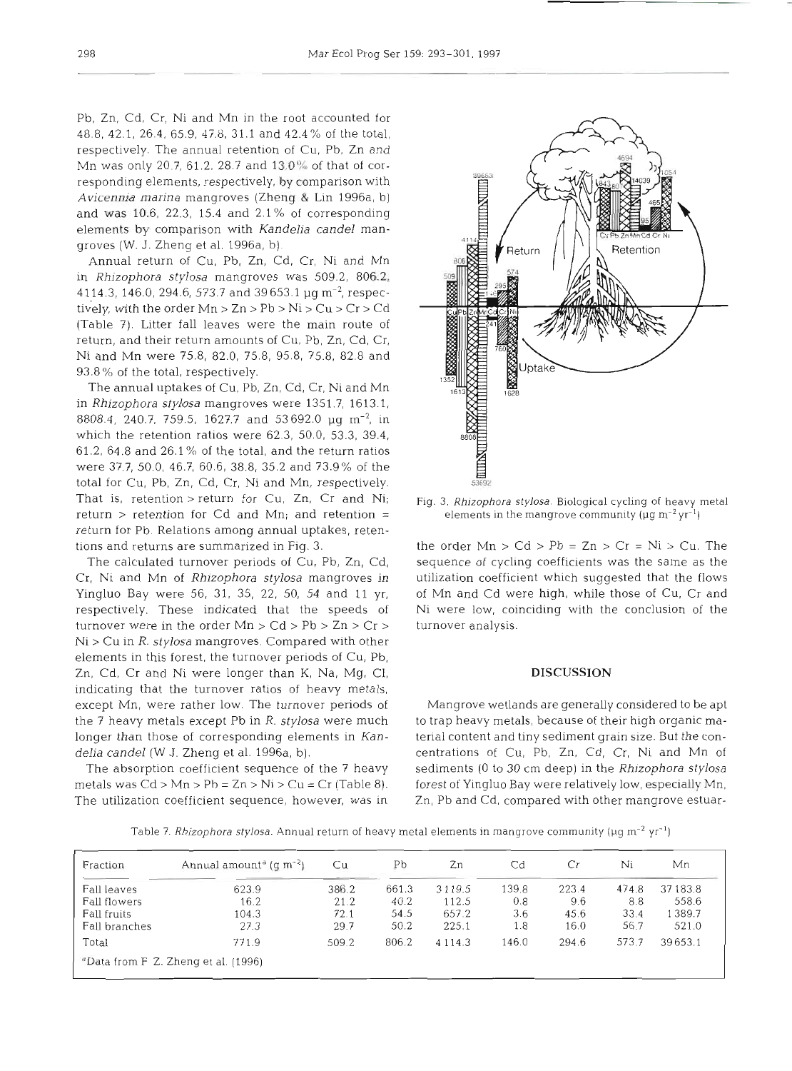Pb, Zn, Cd, Cr, Ni and Mn in the root accounted for 48.8, 42.1, 26.4, 65.9, 47.8, 31.1 and 42.4% of the total, respectively. The annual retention of Cu, Pb, Zn and Mn was only 20.7, 61.2, 28.7 and 13.0% of that of corresponding elements, respectively, by comparison with *Avicennia marina* mangroves (Zheng & Lin 1996a, b) and was 10.6, 22.3, 15.4 and 2.1% of corresponding elements by comparison with *Kandelia candel* mangroves (W. J. Zheng et al. 1996a, b).

Annual return of Cu, Pb, Zn, Cd, Cr, Ni and Mn in *Rhizophora stylosa* mangroves was 509.2, 806.2, 4114.3, 146.0, 294.6, 573.7 and 39653.1 µg m$^{-2}$, respectively, with the order Mn > Zn > Pb > Ni > Cu > Cr > Cd (Table 7). Litter fall leaves were the main route of return, and their return amounts of Cu, Pb, Zn, Cd, Cr, Ni and Mn were 75.8, 82.0, 75.8, 95.8, 75.8, 82.8 and 93.8% of the total, respectively.

The annual uptakes of Cu, Pb, Zn, Cd, Cr, Ni and Mn in *Rhizophora stylosa* mangroves were 1351.7, 1613.1, 8808.4, 240.7, 759.5, 1627.7 and 53692.0 µg m$^{-2}$, in which the retention ratios were 62.3, 50.0, 53.3, 39.4, 61.2, 64.8 and 26.1% of the total, and the return ratios were 37.7, 50.0, 46.7, 60.6, 38.8, 35.2 and 73.9% of the total for Cu, Pb, Zn, Cd, Cr, Ni and Mn, respectively. That is, retention > return for Cu, Zn, Cr and Ni; return > retention for Cd and Mn; and retention = return for Pb. Relations among annual uptakes, retentions and returns are summarized in Fig. 3.

The calculated turnover periods of Cu, Pb, Zn, Cd, Cr, Ni and Mn of *Rhizophora stylosa* mangroves in Yingluo Bay were 56, 31, 35, 22, 50, 54 and 11 yr, respectively. These indicated that the speeds of turnover were in the order Mn > Cd > Pb > Zn > Cr > Ni > Cu in *R. stylosa* mangroves. Compared with other elements in this forest, the turnover periods of Cu, Pb, Zn, Cd, Cr and Ni were longer than K, Na, Mg, Cl, indicating that the turnover ratios of heavy metals, except Mn, were rather low. The turnover periods of the 7 heavy metals except Pb in *R. stylosa* were much longer than those of corresponding elements in *Kandelia candel* (W J. Zheng et al. 1996a, b).

The absorption coefficient sequence of the 7 heavy metals was Cd > Mn > Pb = Zn > Ni > Cu = Cr (Table 8). The utilization coefficient sequence, however, was in the order Mn > Cd > Pb = Zn > Cr = Ni > Cu. The sequence of cycling coefficients was the same as the utilization coefficient which suggested that the flows of Mn and Cd were high, while those of Cu, Cr and Ni were low, coinciding with the conclusion of the turnover analysis.

Fig. 3. *Rhizophora stylosa*. Biological cycling of heavy metal elements in the mangrove community (µg m$^{-2}$ yr$^{-1}$)

## DISCUSSION

Mangrove wetlands are generally considered to be apt to trap heavy metals, because of their high organic material content and tiny sediment grain size. But the concentrations of Cu, Pb, Zn, Cd, Cr, Ni and Mn of sediments (0 to 30 cm deep) in the *Rhizophora stylosa* forest of Yingluo Bay were relatively low, especially Mn, Zn, Pb and Cd, compared with other mangrove estuar-

Table 7. *Rhizophora stylosa*. Annual return of heavy metal elements in mangrove community (µg m$^{-2}$ yr$^{-1}$)

| Fraction | Annual amount[a] (g m$^{-2}$) | Cu | Pb | Zn | Cd | Cr | Ni | Mn |
|---|---|---|---|---|---|---|---|---|
| Fall leaves | 623.9 | 386.2 | 661.3 | 3119.5 | 139.8 | 223.4 | 474.8 | 37183.8 |
| Fall flowers | 16.2 | 21.2 | 40.2 | 112.5 | 0.8 | 9.6 | 8.8 | 558.6 |
| Fall fruits | 104.3 | 72.1 | 54.5 | 657.2 | 3.6 | 45.6 | 33.4 | 1389.7 |
| Fall branches | 27.3 | 29.7 | 50.2 | 225.1 | 1.8 | 16.0 | 56.7 | 521.0 |
| Total | 771.9 | 509.2 | 806.2 | 4114.3 | 146.0 | 294.6 | 573.7 | 39653.1 |

[a]Data from F Z. Zheng et al. (1996)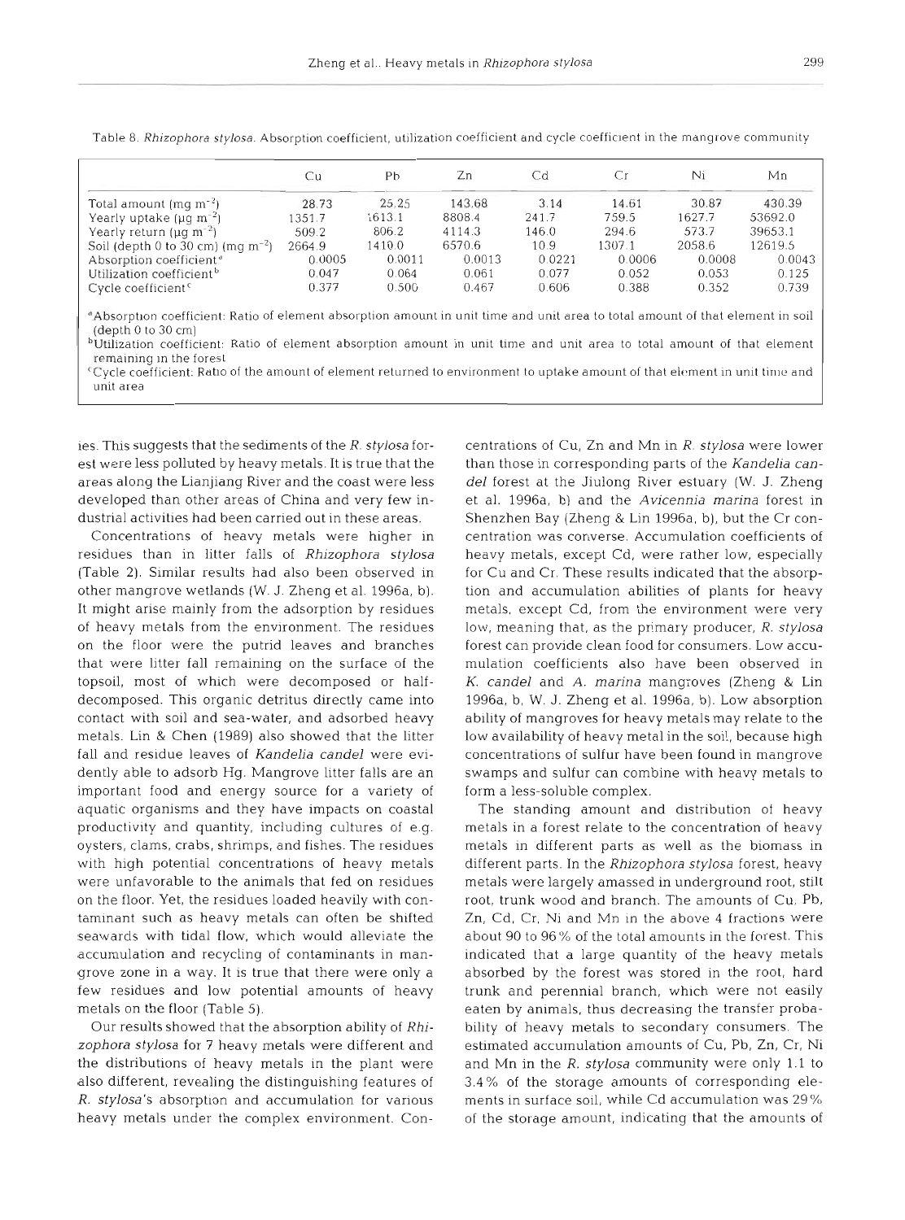Table 8. *Rhizophora stylosa*. Absorption coefficient, utilization coefficient and cycle coefficient in the mangrove community

| | Cu | Pb | Zn | Cd | Cr | Ni | Mn |
|---|---|---|---|---|---|---|---|
| Total amount (mg $m^{-2}$) | 28.73 | 25.25 | 143.68 | 3.14 | 14.61 | 30.87 | 430.39 |
| Yearly uptake (µg $m^{-2}$) | 1351.7 | 1613.1 | 8808.4 | 241.7 | 759.5 | 1627.7 | 53692.0 |
| Yearly return (µg $m^{-2}$) | 509.2 | 806.2 | 4114.3 | 146.0 | 294.6 | 573.7 | 39653.1 |
| Soil (depth 0 to 30 cm) (mg $m^{-2}$) | 2664.9 | 1410.0 | 6570.6 | 10.9 | 1307.1 | 2058.6 | 12619.5 |
| Absorption coefficient[a] | 0.0005 | 0.0011 | 0.0013 | 0.0221 | 0.0006 | 0.0008 | 0.0043 |
| Utilization coefficient[b] | 0.047 | 0.064 | 0.061 | 0.077 | 0.052 | 0.053 | 0.125 |
| Cycle coefficient[c] | 0.377 | 0.500 | 0.467 | 0.606 | 0.388 | 0.352 | 0.739 |

[a]Absorption coefficient: Ratio of element absorption amount in unit time and unit area to total amount of that element in soil (depth 0 to 30 cm)
[b]Utilization coefficient: Ratio of element absorption amount in unit time and unit area to total amount of that element remaining in the forest
[c]Cycle coefficient: Ratio of the amount of element returned to environment to uptake amount of that element in unit time and unit area

ies. This suggests that the sediments of the *R. stylosa* forest were less polluted by heavy metals. It is true that the areas along the Lianjiang River and the coast were less developed than other areas of China and very few industrial activities had been carried out in these areas.

Concentrations of heavy metals were higher in residues than in litter falls of *Rhizophora stylosa* (Table 2). Similar results had also been observed in other mangrove wetlands (W. J. Zheng et al. 1996a, b). It might arise mainly from the adsorption by residues of heavy metals from the environment. The residues on the floor were the putrid leaves and branches that were litter fall remaining on the surface of the topsoil, most of which were decomposed or half-decomposed. This organic detritus directly came into contact with soil and sea-water, and adsorbed heavy metals. Lin & Chen (1989) also showed that the litter fall and residue leaves of *Kandelia candel* were evidently able to adsorb Hg. Mangrove litter falls are an important food and energy source for a variety of aquatic organisms and they have impacts on coastal productivity and quantity, including cultures of e.g. oysters, clams, crabs, shrimps, and fishes. The residues with high potential concentrations of heavy metals were unfavorable to the animals that fed on residues on the floor. Yet, the residues loaded heavily with contaminant such as heavy metals can often be shifted seawards with tidal flow, which would alleviate the accumulation and recycling of contaminants in mangrove zone in a way. It is true that there were only a few residues and low potential amounts of heavy metals on the floor (Table 5).

Our results showed that the absorption ability of *Rhizophora stylosa* for 7 heavy metals were different and the distributions of heavy metals in the plant were also different, revealing the distinguishing features of *R. stylosa*'s absorption and accumulation for various heavy metals under the complex environment. Concentrations of Cu, Zn and Mn in *R. stylosa* were lower than those in corresponding parts of the *Kandelia candel* forest at the Jiulong River estuary (W. J. Zheng et al. 1996a, b) and the *Avicennia marina* forest in Shenzhen Bay (Zheng & Lin 1996a, b), but the Cr concentration was converse. Accumulation coefficients of heavy metals, except Cd, were rather low, especially for Cu and Cr. These results indicated that the absorption and accumulation abilities of plants for heavy metals, except Cd, from the environment were very low, meaning that, as the primary producer, *R. stylosa* forest can provide clean food for consumers. Low accumulation coefficients also have been observed in *K. candel* and *A. marina* mangroves (Zheng & Lin 1996a, b, W. J. Zheng et al. 1996a, b). Low absorption ability of mangroves for heavy metals may relate to the low availability of heavy metal in the soil, because high concentrations of sulfur have been found in mangrove swamps and sulfur can combine with heavy metals to form a less-soluble complex.

The standing amount and distribution of heavy metals in a forest relate to the concentration of heavy metals in different parts as well as the biomass in different parts. In the *Rhizophora stylosa* forest, heavy metals were largely amassed in underground root, stilt root, trunk wood and branch. The amounts of Cu, Pb, Zn, Cd, Cr, Ni and Mn in the above 4 fractions were about 90 to 96% of the total amounts in the forest. This indicated that a large quantity of the heavy metals absorbed by the forest was stored in the root, hard trunk and perennial branch, which were not easily eaten by animals, thus decreasing the transfer probability of heavy metals to secondary consumers. The estimated accumulation amounts of Cu, Pb, Zn, Cr, Ni and Mn in the *R. stylosa* community were only 1.1 to 3.4% of the storage amounts of corresponding elements in surface soil, while Cd accumulation was 29% of the storage amount, indicating that the amounts of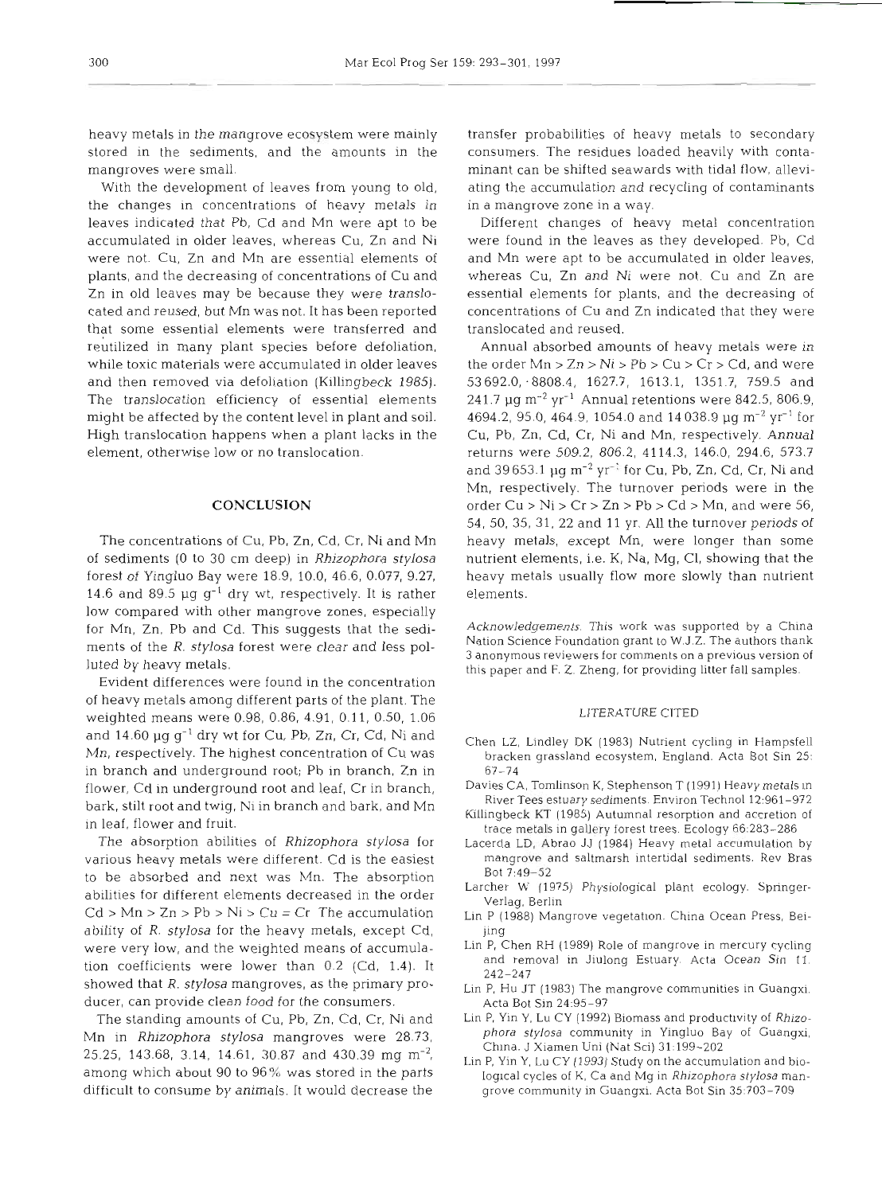heavy metals in the mangrove ecosystem were mainly stored in the sediments, and the amounts in the mangroves were small.

With the development of leaves from young to old, the changes in concentrations of heavy metals in leaves indicated that Pb, Cd and Mn were apt to be accumulated in older leaves, whereas Cu, Zn and Ni were not. Cu, Zn and Mn are essential elements of plants, and the decreasing of concentrations of Cu and Zn in old leaves may be because they were translocated and reused, but Mn was not. It has been reported that some essential elements were transferred and reutilized in many plant species before defoliation, while toxic materials were accumulated in older leaves and then removed via defoliation (Killingbeck 1985). The translocation efficiency of essential elements might be affected by the content level in plant and soil. High translocation happens when a plant lacks in the element, otherwise low or no translocation.

## CONCLUSION

The concentrations of Cu, Pb, Zn, Cd, Cr, Ni and Mn of sediments (0 to 30 cm deep) in *Rhizophora stylosa* forest of Yingluo Bay were 18.9, 10.0, 46.6, 0.077, 9.27, 14.6 and 89.5 µg $g^{-1}$ dry wt, respectively. It is rather low compared with other mangrove zones, especially for Mn, Zn, Pb and Cd. This suggests that the sediments of the *R. stylosa* forest were clear and less polluted by heavy metals.

Evident differences were found in the concentration of heavy metals among different parts of the plant. The weighted means were 0.98, 0.86, 4.91, 0.11, 0.50, 1.06 and 14.60 µg $g^{-1}$ dry wt for Cu, Pb, Zn, Cr, Cd, Ni and Mn, respectively. The highest concentration of Cu was in branch and underground root; Pb in branch, Zn in flower, Cd in underground root and leaf, Cr in branch, bark, stilt root and twig, Ni in branch and bark, and Mn in leaf, flower and fruit.

The absorption abilities of *Rhizophora stylosa* for various heavy metals were different. Cd is the easiest to be absorbed and next was Mn. The absorption abilities for different elements decreased in the order Cd > Mn > Zn > Pb > Ni > Cu = Cr. The accumulation ability of *R. stylosa* for the heavy metals, except Cd, were very low, and the weighted means of accumulation coefficients were lower than 0.2 (Cd, 1.4). It showed that *R. stylosa* mangroves, as the primary producer, can provide clean food for the consumers.

The standing amounts of Cu, Pb, Zn, Cd, Cr, Ni and Mn in *Rhizophora stylosa* mangroves were 28.73, 25.25, 143.68, 3.14, 14.61, 30.87 and 430.39 mg $m^{-2}$, among which about 90 to 96% was stored in the parts difficult to consume by animals. It would decrease the transfer probabilities of heavy metals to secondary consumers. The residues loaded heavily with contaminant can be shifted seawards with tidal flow, alleviating the accumulation and recycling of contaminants in a mangrove zone in a way.

Different changes of heavy metal concentration were found in the leaves as they developed. Pb, Cd and Mn were apt to be accumulated in older leaves, whereas Cu, Zn and Ni were not. Cu and Zn are essential elements for plants, and the decreasing of concentrations of Cu and Zn indicated that they were translocated and reused.

Annual absorbed amounts of heavy metals were in the order Mn > Zn > Ni > Pb > Cu > Cr > Cd, and were 53 692.0, 8808.4, 1627.7, 1613.1, 1351.7, 759.5 and 241.7 µg $m^{-2}$ $yr^{-1}$. Annual retentions were 842.5, 806.9, 4694.2, 95.0, 464.9, 1054.0 and 14 038.9 µg $m^{-2}$ $yr^{-1}$ for Cu, Pb, Zn, Cd, Cr, Ni and Mn, respectively. Annual returns were 509.2, 806.2, 4114.3, 146.0, 294.6, 573.7 and 39 653.1 µg $m^{-2}$ $yr^{-1}$ for Cu, Pb, Zn, Cd, Cr, Ni and Mn, respectively. The turnover periods were in the order Cu > Ni > Cr > Zn > Pb > Cd > Mn, and were 56, 54, 50, 35, 31, 22 and 11 yr. All the turnover periods of heavy metals, except Mn, were longer than some nutrient elements, i.e. K, Na, Mg, Cl, showing that the heavy metals usually flow more slowly than nutrient elements.

*Acknowledgements.* This work was supported by a China Nation Science Foundation grant to W.J.Z. The authors thank 3 anonymous reviewers for comments on a previous version of this paper and F. Z. Zheng, for providing litter fall samples.

## LITERATURE CITED

Chen LZ, Lindley DK (1983) Nutrient cycling in Hampsfell bracken grassland ecosystem, England. Acta Bot Sin 25: 67–74

Davies CA, Tomlinson K, Stephenson T (1991) Heavy metals in River Tees estuary sediments. Environ Technol 12:961–972

Killingbeck KT (1985) Autumnal resorption and accretion of trace metals in gallery forest trees. Ecology 66:283–286

Lacerda LD, Abrao JJ (1984) Heavy metal accumulation by mangrove and saltmarsh intertidal sediments. Rev Bras Bot 7:49–52

Larcher W (1975) Physiological plant ecology. Springer-Verlag, Berlin

Lin P (1988) Mangrove vegetation. China Ocean Press, Beijing

Lin P, Chen RH (1989) Role of mangrove in mercury cycling and removal in Jiulong Estuary. Acta Ocean Sin 11: 242–247

Lin P, Hu JT (1983) The mangrove communities in Guangxi. Acta Bot Sin 24:95–97

Lin P, Yin Y, Lu CY (1992) Biomass and productivity of *Rhizophora stylosa* community in Yingluo Bay of Guangxi, China. J Xiamen Uni (Nat Sci) 31:199–202

Lin P, Yin Y, Lu CY (1993) Study on the accumulation and biological cycles of K, Ca and Mg in *Rhizophora stylosa* mangrove community in Guangxi. Acta Bot Sin 35:703–709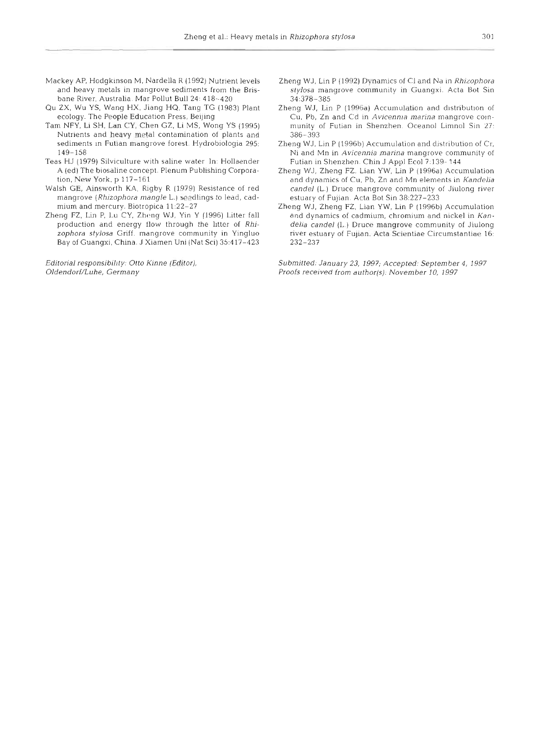Mackey AP, Hodgkinson M, Nardella R (1992) Nutrient levels and heavy metals in mangrove sediments from the Brisbane River, Australia. Mar Pollut Bull 24: 418–420

Qu ZX, Wu YS, Wang HX, Jiang HQ, Tang TG (1983) Plant ecology. The People Education Press, Beijing

Tam NFY, Li SH, Lan CY, Chen GZ, Li MS, Wong YS (1995) Nutrients and heavy metal contamination of plants and sediments in Futian mangrove forest. Hydrobiologia 295: 149–158

Teas HJ (1979) Silviculture with saline water. In: Hollaender A (ed) The biosaline concept. Plenum Publishing Corporation, New York, p 117–161

Walsh GE, Ainsworth KA, Rigby R (1979) Resistance of red mangrove (*Rhizophora mangle* L.) seedlings to lead, cadmium and mercury. Biotropica 11:22–27

Zheng FZ, Lin P, Lu CY, Zheng WJ, Yin Y (1996) Litter fall production and energy flow through the litter of *Rhizophora stylosa* Griff. mangrove community in Yingluo Bay of Guangxi, China. J Xiamen Uni (Nat Sci) 35:417–423

Zheng WJ, Lin P (1992) Dynamics of Cl and Na in *Rhizophora stylosa* mangrove community in Guangxi. Acta Bot Sin 34:378–385

Zheng WJ, Lin P (1996a) Accumulation and distribution of Cu, Pb, Zn and Cd in *Avicennia marina* mangrove community of Futian in Shenzhen. Oceanol Limnol Sin 27: 386–393

Zheng WJ, Lin P (1996b) Accumulation and distribution of Cr, Ni and Mn in *Avicennia marina* mangrove community of Futian in Shenzhen. Chin J Appl Ecol 7:139–144

Zheng WJ, Zheng FZ, Lian YW, Lin P (1996a) Accumulation and dynamics of Cu, Pb, Zn and Mn elements in *Kandelia candel* (L.) Druce mangrove community of Jiulong river estuary of Fujian. Acta Bot Sin 38:227–233

Zheng WJ, Zheng FZ, Lian YW, Lin P (1996b) Accumulation and dynamics of cadmium, chromium and nickel in *Kandelia candel* (L.) Druce mangrove community of Jiulong river estuary of Fujian. Acta Scientiae Circumstantiae 16: 232–237

*Editorial responsibility: Otto Kinne (Editor), Oldendorf/Luhe, Germany*

*Submitted: January 23, 1997; Accepted: September 4, 1997*
*Proofs received from author(s): November 10, 1997*